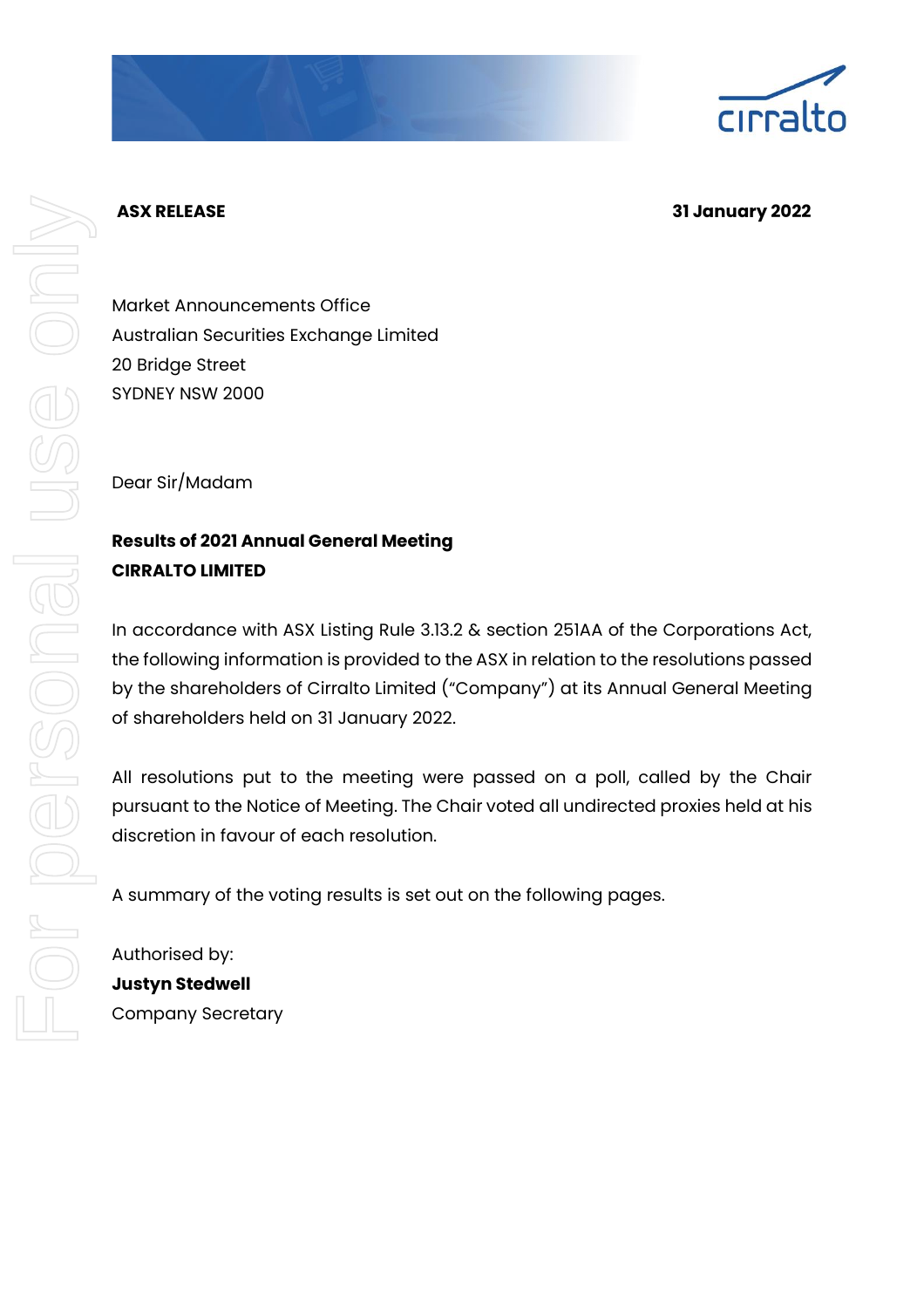**ASX RELEASE** **31 January 2022**

Market Announcements Office
Australian Securities Exchange Limited
20 Bridge Street
SYDNEY NSW 2000

Dear Sir/Madam

**Results of 2021 Annual General Meeting**
**CIRRALTO LIMITED**

In accordance with ASX Listing Rule 3.13.2 & section 251AA of the Corporations Act, the following information is provided to the ASX in relation to the resolutions passed by the shareholders of Cirralto Limited ("Company") at its Annual General Meeting of shareholders held on 31 January 2022.

All resolutions put to the meeting were passed on a poll, called by the Chair pursuant to the Notice of Meeting. The Chair voted all undirected proxies held at his discretion in favour of each resolution.

A summary of the voting results is set out on the following pages.

Authorised by:
**Justyn Stedwell**
Company Secretary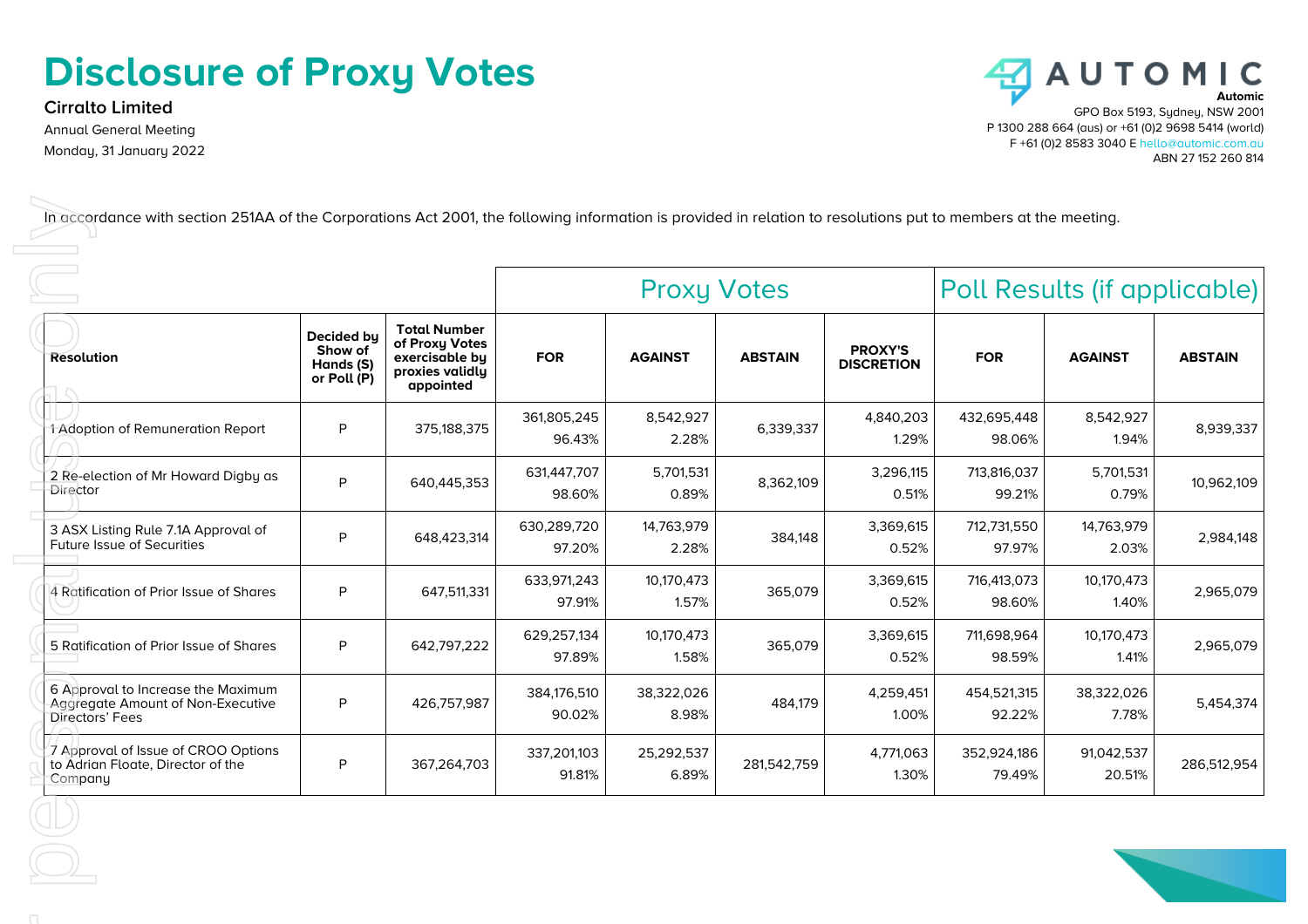# Disclosure of Proxy Votes

**Cirralto Limited**

Annual General Meeting

Monday, 31 January 2022

**Automic**
GPO Box 5193, Sydney, NSW 2001
P 1300 288 664 (aus) or +61 (0)2 9698 5414 (world)
F +61 (0)2 8583 3040 E hello@automic.com.au
ABN 27 152 260 814

In accordance with section 251AA of the Corporations Act 2001, the following information is provided in relation to resolutions put to members at the meeting.

| | | | Proxy Votes | | | | Poll Results (if applicable) | | |
|---|---|---|---|---|---|---|---|---|---|
| **Resolution** | **Decided by Show of Hands (S) or Poll (P)** | **Total Number of Proxy Votes exercisable by proxies validly appointed** | **FOR** | **AGAINST** | **ABSTAIN** | **PROXY'S DISCRETION** | **FOR** | **AGAINST** | **ABSTAIN** |
| 1 Adoption of Remuneration Report | P | 375,188,375 | 361,805,245 96.43% | 8,542,927 2.28% | 6,339,337 | 4,840,203 1.29% | 432,695,448 98.06% | 8,542,927 1.94% | 8,939,337 |
| 2 Re-election of Mr Howard Digby as Director | P | 640,445,353 | 631,447,707 98.60% | 5,701,531 0.89% | 8,362,109 | 3,296,115 0.51% | 713,816,037 99.21% | 5,701,531 0.79% | 10,962,109 |
| 3 ASX Listing Rule 7.1A Approval of Future Issue of Securities | P | 648,423,314 | 630,289,720 97.20% | 14,763,979 2.28% | 384,148 | 3,369,615 0.52% | 712,731,550 97.97% | 14,763,979 2.03% | 2,984,148 |
| 4 Ratification of Prior Issue of Shares | P | 647,511,331 | 633,971,243 97.91% | 10,170,473 1.57% | 365,079 | 3,369,615 0.52% | 716,413,073 98.60% | 10,170,473 1.40% | 2,965,079 |
| 5 Ratification of Prior Issue of Shares | P | 642,797,222 | 629,257,134 97.89% | 10,170,473 1.58% | 365,079 | 3,369,615 0.52% | 711,698,964 98.59% | 10,170,473 1.41% | 2,965,079 |
| 6 Approval to Increase the Maximum Aggregate Amount of Non-Executive Directors' Fees | P | 426,757,987 | 384,176,510 90.02% | 38,322,026 8.98% | 484,179 | 4,259,451 1.00% | 454,521,315 92.22% | 38,322,026 7.78% | 5,454,374 |
| 7 Approval of Issue of CROO Options to Adrian Floate, Director of the Company | P | 367,264,703 | 337,201,103 91.81% | 25,292,537 6.89% | 281,542,759 | 4,771,063 1.30% | 352,924,186 79.49% | 91,042,537 20.51% | 286,512,954 |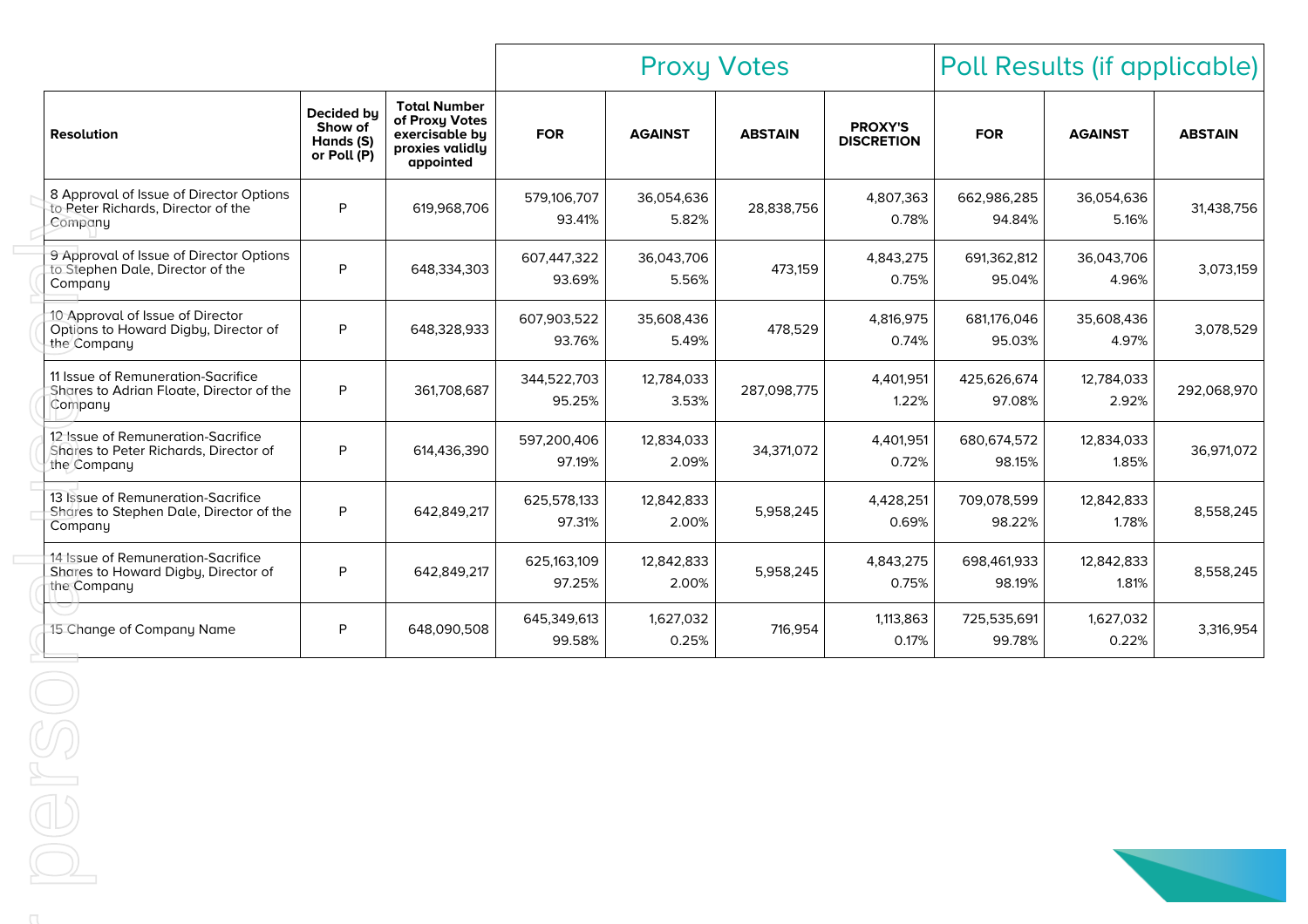| | | | Proxy Votes | | | | Poll Results (if applicable) | | |
|---|---|---|---|---|---|---|---|---|---|
| **Resolution** | **Decided by Show of Hands (S) or Poll (P)** | **Total Number of Proxy Votes exercisable by proxies validly appointed** | **FOR** | **AGAINST** | **ABSTAIN** | **PROXY'S DISCRETION** | **FOR** | **AGAINST** | **ABSTAIN** |
| 8 Approval of Issue of Director Options to Peter Richards, Director of the Company | P | 619,968,706 | 579,106,707 93.41% | 36,054,636 5.82% | 28,838,756 | 4,807,363 0.78% | 662,986,285 94.84% | 36,054,636 5.16% | 31,438,756 |
| 9 Approval of Issue of Director Options to Stephen Dale, Director of the Company | P | 648,334,303 | 607,447,322 93.69% | 36,043,706 5.56% | 473,159 | 4,843,275 0.75% | 691,362,812 95.04% | 36,043,706 4.96% | 3,073,159 |
| 10 Approval of Issue of Director Options to Howard Digby, Director of the Company | P | 648,328,933 | 607,903,522 93.76% | 35,608,436 5.49% | 478,529 | 4,816,975 0.74% | 681,176,046 95.03% | 35,608,436 4.97% | 3,078,529 |
| 11 Issue of Remuneration-Sacrifice Shares to Adrian Floate, Director of the Company | P | 361,708,687 | 344,522,703 95.25% | 12,784,033 3.53% | 287,098,775 | 4,401,951 1.22% | 425,626,674 97.08% | 12,784,033 2.92% | 292,068,970 |
| 12 Issue of Remuneration-Sacrifice Shares to Peter Richards, Director of the Company | P | 614,436,390 | 597,200,406 97.19% | 12,834,033 2.09% | 34,371,072 | 4,401,951 0.72% | 680,674,572 98.15% | 12,834,033 1.85% | 36,971,072 |
| 13 Issue of Remuneration-Sacrifice Shares to Stephen Dale, Director of the Company | P | 642,849,217 | 625,578,133 97.31% | 12,842,833 2.00% | 5,958,245 | 4,428,251 0.69% | 709,078,599 98.22% | 12,842,833 1.78% | 8,558,245 |
| 14 Issue of Remuneration-Sacrifice Shares to Howard Digby, Director of the Company | P | 642,849,217 | 625,163,109 97.25% | 12,842,833 2.00% | 5,958,245 | 4,843,275 0.75% | 698,461,933 98.19% | 12,842,833 1.81% | 8,558,245 |
| 15 Change of Company Name | P | 648,090,508 | 645,349,613 99.58% | 1,627,032 0.25% | 716,954 | 1,113,863 0.17% | 725,535,691 99.78% | 1,627,032 0.22% | 3,316,954 |